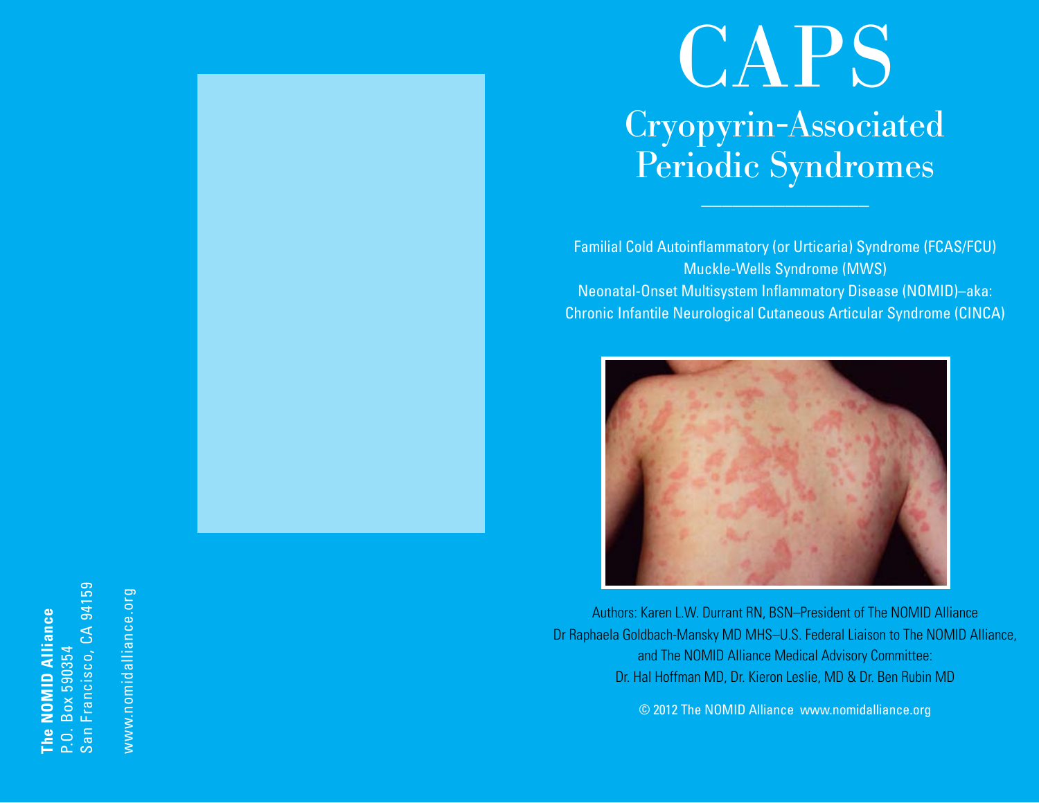The NOMID Alliance
P.O. Box 590354
San Francisco, CA 94159

www.nomidalliance.org

# CAPS

## Cryopyrin-Associated Periodic Syndromes

Familial Cold Autoinflammatory (or Urticaria) Syndrome (FCAS/FCU)
Muckle-Wells Syndrome (MWS)
Neonatal-Onset Multisystem Inflammatory Disease (NOMID)–aka:
Chronic Infantile Neurological Cutaneous Articular Syndrome (CINCA)

Authors: Karen L.W. Durrant RN, BSN–President of The NOMID Alliance
Dr Raphaela Goldbach-Mansky MD MHS–U.S. Federal Liaison to The NOMID Alliance,
and The NOMID Alliance Medical Advisory Committee:
Dr. Hal Hoffman MD, Dr. Kieron Leslie, MD & Dr. Ben Rubin MD

© 2012 The NOMID Alliance www.nomidalliance.org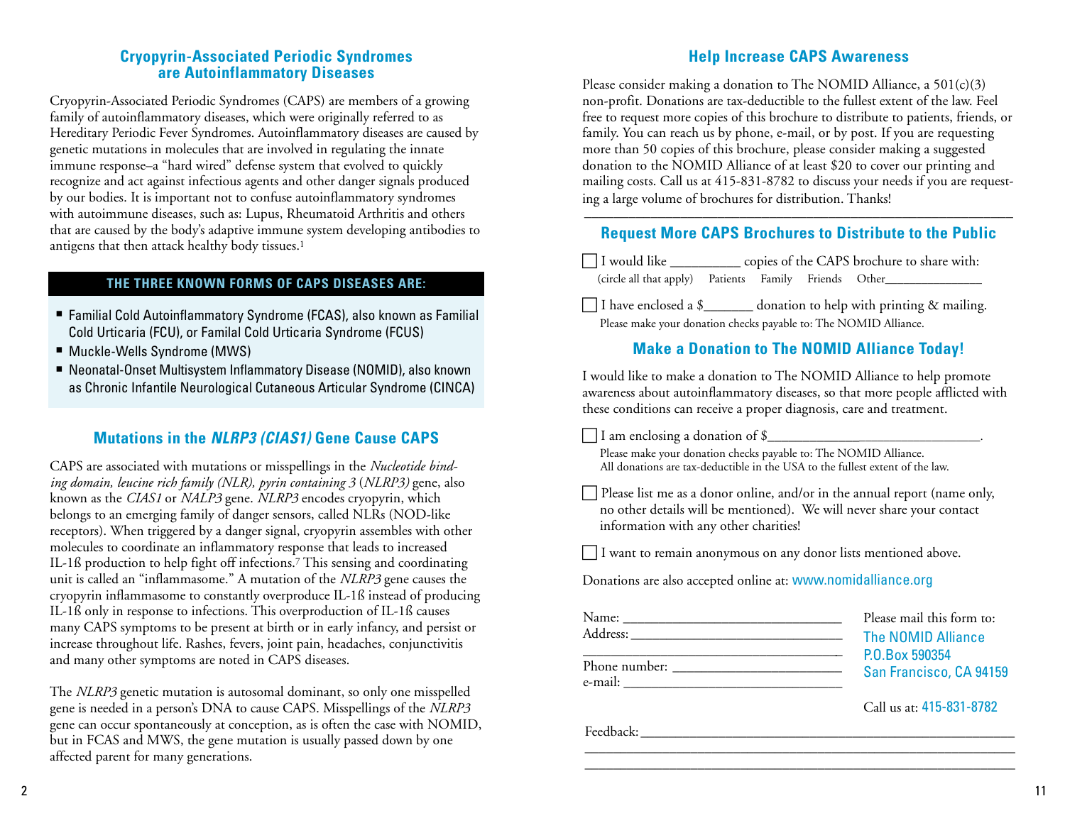## Cryopyrin-Associated Periodic Syndromes are Autoinflammatory Diseases

Cryopyrin-Associated Periodic Syndromes (CAPS) are members of a growing family of autoinflammatory diseases, which were originally referred to as Hereditary Periodic Fever Syndromes. Autoinflammatory diseases are caused by genetic mutations in molecules that are involved in regulating the innate immune response–a "hard wired" defense system that evolved to quickly recognize and act against infectious agents and other danger signals produced by our bodies. It is important not to confuse autoinflammatory syndromes with autoimmune diseases, such as: Lupus, Rheumatoid Arthritis and others that are caused by the body's adaptive immune system developing antibodies to antigens that then attack healthy body tissues.[1]

### THE THREE KNOWN FORMS OF CAPS DISEASES ARE:

- Familial Cold Autoinflammatory Syndrome (FCAS), also known as Familial Cold Urticaria (FCU), or Familal Cold Urticaria Syndrome (FCUS)
- Muckle-Wells Syndrome (MWS)
- Neonatal-Onset Multisystem Inflammatory Disease (NOMID), also known as Chronic Infantile Neurological Cutaneous Articular Syndrome (CINCA)

## Mutations in the *NLRP3 (CIAS1)* Gene Cause CAPS

CAPS are associated with mutations or misspellings in the *Nucleotide binding domain, leucine rich family (NLR), pyrin containing 3* (*NLRP3)* gene, also known as the *CIAS1* or *NALP3* gene. *NLRP3* encodes cryopyrin, which belongs to an emerging family of danger sensors, called NLRs (NOD-like receptors). When triggered by a danger signal, cryopyrin assembles with other molecules to coordinate an inflammatory response that leads to increased IL-1ß production to help fight off infections.[7] This sensing and coordinating unit is called an "inflammasome." A mutation of the *NLRP3* gene causes the cryopyrin inflammasome to constantly overproduce IL-1ß instead of producing IL-1ß only in response to infections. This overproduction of IL-1ß causes many CAPS symptoms to be present at birth or in early infancy, and persist or increase throughout life. Rashes, fevers, joint pain, headaches, conjunctivitis and many other symptoms are noted in CAPS diseases.

The *NLRP3* genetic mutation is autosomal dominant, so only one misspelled gene is needed in a person's DNA to cause CAPS. Misspellings of the *NLRP3* gene can occur spontaneously at conception, as is often the case with NOMID, but in FCAS and MWS, the gene mutation is usually passed down by one affected parent for many generations.

## Help Increase CAPS Awareness

Please consider making a donation to The NOMID Alliance, a 501(c)(3) non-profit. Donations are tax-deductible to the fullest extent of the law. Feel free to request more copies of this brochure to distribute to patients, friends, or family. You can reach us by phone, e-mail, or by post. If you are requesting more than 50 copies of this brochure, please consider making a suggested donation to the NOMID Alliance of at least $20 to cover our printing and mailing costs. Call us at 415-831-8782 to discuss your needs if you are requesting a large volume of brochures for distribution. Thanks!

## Request More CAPS Brochures to Distribute to the Public

☐ I would like __________ copies of the CAPS brochure to share with:
(circle all that apply) Patients Family Friends Other_______________

☐ I have enclosed a $_______ donation to help with printing & mailing.
Please make your donation checks payable to: The NOMID Alliance.

## Make a Donation to The NOMID Alliance Today!

I would like to make a donation to The NOMID Alliance to help promote awareness about autoinflammatory diseases, so that more people afflicted with these conditions can receive a proper diagnosis, care and treatment.

☐ I am enclosing a donation of $_______________________________.
Please make your donation checks payable to: The NOMID Alliance.
All donations are tax-deductible in the USA to the fullest extent of the law.

☐ Please list me as a donor online, and/or in the annual report (name only, no other details will be mentioned). We will never share your contact information with any other charities!

☐ I want to remain anonymous on any donor lists mentioned above.

Donations are also accepted online at: www.nomidalliance.org

Name: ______________________________
Address: ____________________________
____________________________________
Phone number: _______________________
e-mail: ______________________________

Please mail this form to:
The NOMID Alliance
P.O.Box 590354
San Francisco, CA 94159

Call us at: 415-831-8782

Feedback: ____________________________________________________
______________________________________________________________
______________________________________________________________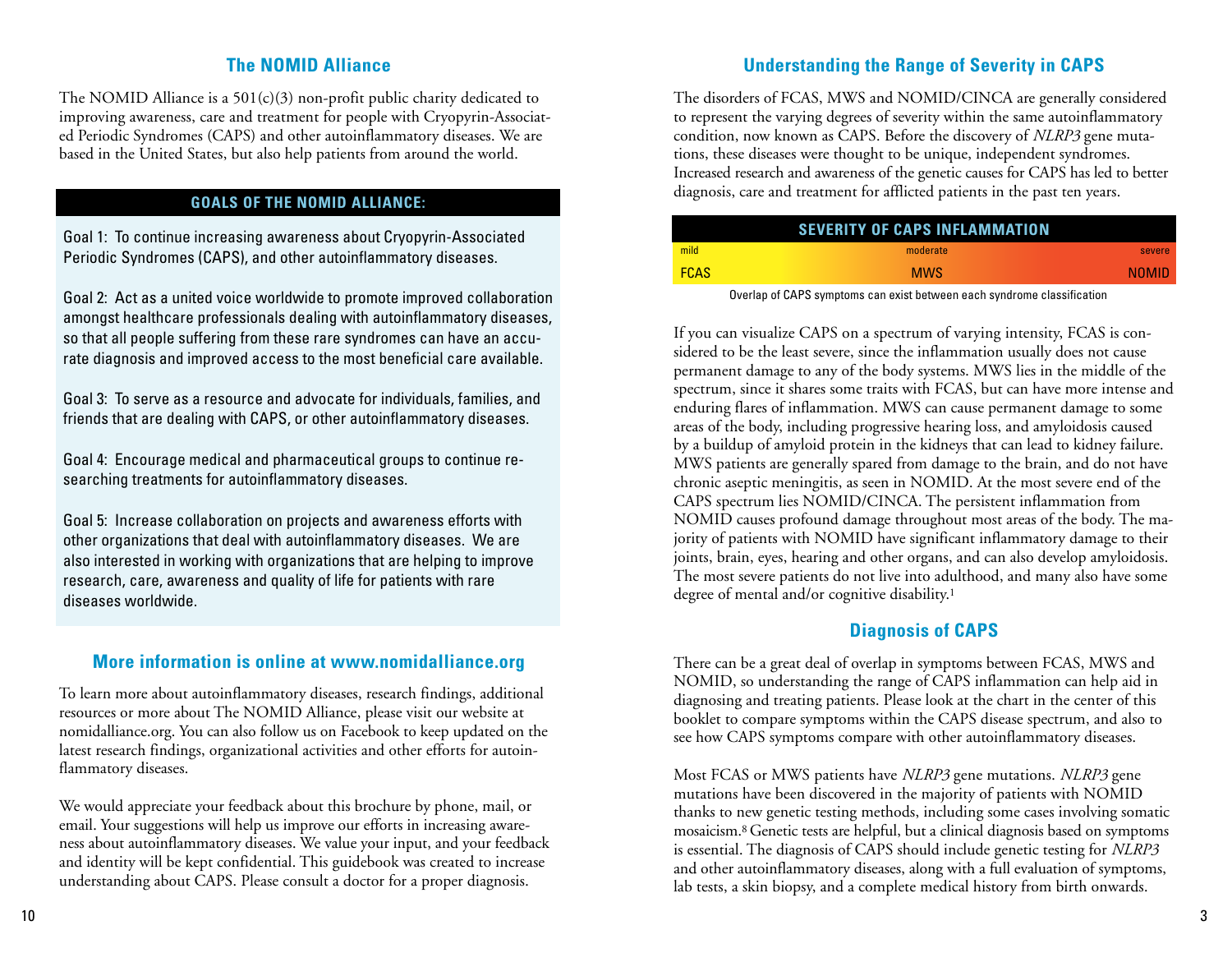## The NOMID Alliance

The NOMID Alliance is a 501(c)(3) non-profit public charity dedicated to improving awareness, care and treatment for people with Cryopyrin-Associated Periodic Syndromes (CAPS) and other autoinflammatory diseases. We are based in the United States, but also help patients from around the world.

### GOALS OF THE NOMID ALLIANCE:

Goal 1: To continue increasing awareness about Cryopyrin-Associated Periodic Syndromes (CAPS), and other autoinflammatory diseases.

Goal 2: Act as a united voice worldwide to promote improved collaboration amongst healthcare professionals dealing with autoinflammatory diseases, so that all people suffering from these rare syndromes can have an accurate diagnosis and improved access to the most beneficial care available.

Goal 3: To serve as a resource and advocate for individuals, families, and friends that are dealing with CAPS, or other autoinflammatory diseases.

Goal 4: Encourage medical and pharmaceutical groups to continue researching treatments for autoinflammatory diseases.

Goal 5: Increase collaboration on projects and awareness efforts with other organizations that deal with autoinflammatory diseases. We are also interested in working with organizations that are helping to improve research, care, awareness and quality of life for patients with rare diseases worldwide.

## More information is online at www.nomidalliance.org

To learn more about autoinflammatory diseases, research findings, additional resources or more about The NOMID Alliance, please visit our website at nomidalliance.org. You can also follow us on Facebook to keep updated on the latest research findings, organizational activities and other efforts for autoinflammatory diseases.

We would appreciate your feedback about this brochure by phone, mail, or email. Your suggestions will help us improve our efforts in increasing awareness about autoinflammatory diseases. We value your input, and your feedback and identity will be kept confidential. This guidebook was created to increase understanding about CAPS. Please consult a doctor for a proper diagnosis.

## Understanding the Range of Severity in CAPS

The disorders of FCAS, MWS and NOMID/CINCA are generally considered to represent the varying degrees of severity within the same autoinflammatory condition, now known as CAPS. Before the discovery of *NLRP3* gene mutations, these diseases were thought to be unique, independent syndromes. Increased research and awareness of the genetic causes for CAPS has led to better diagnosis, care and treatment for afflicted patients in the past ten years.

| SEVERITY OF CAPS INFLAMMATION | | |
|---|---|---|
| mild | moderate | severe |
| FCAS | MWS | NOMID |

Overlap of CAPS symptoms can exist between each syndrome classification

If you can visualize CAPS on a spectrum of varying intensity, FCAS is considered to be the least severe, since the inflammation usually does not cause permanent damage to any of the body systems. MWS lies in the middle of the spectrum, since it shares some traits with FCAS, but can have more intense and enduring flares of inflammation. MWS can cause permanent damage to some areas of the body, including progressive hearing loss, and amyloidosis caused by a buildup of amyloid protein in the kidneys that can lead to kidney failure. MWS patients are generally spared from damage to the brain, and do not have chronic aseptic meningitis, as seen in NOMID. At the most severe end of the CAPS spectrum lies NOMID/CINCA. The persistent inflammation from NOMID causes profound damage throughout most areas of the body. The majority of patients with NOMID have significant inflammatory damage to their joints, brain, eyes, hearing and other organs, and can also develop amyloidosis. The most severe patients do not live into adulthood, and many also have some degree of mental and/or cognitive disability.[1]

## Diagnosis of CAPS

There can be a great deal of overlap in symptoms between FCAS, MWS and NOMID, so understanding the range of CAPS inflammation can help aid in diagnosing and treating patients. Please look at the chart in the center of this booklet to compare symptoms within the CAPS disease spectrum, and also to see how CAPS symptoms compare with other autoinflammatory diseases.

Most FCAS or MWS patients have *NLRP3* gene mutations. *NLRP3* gene mutations have been discovered in the majority of patients with NOMID thanks to new genetic testing methods, including some cases involving somatic mosaicism.[8] Genetic tests are helpful, but a clinical diagnosis based on symptoms is essential. The diagnosis of CAPS should include genetic testing for *NLRP3* and other autoinflammatory diseases, along with a full evaluation of symptoms, lab tests, a skin biopsy, and a complete medical history from birth onwards.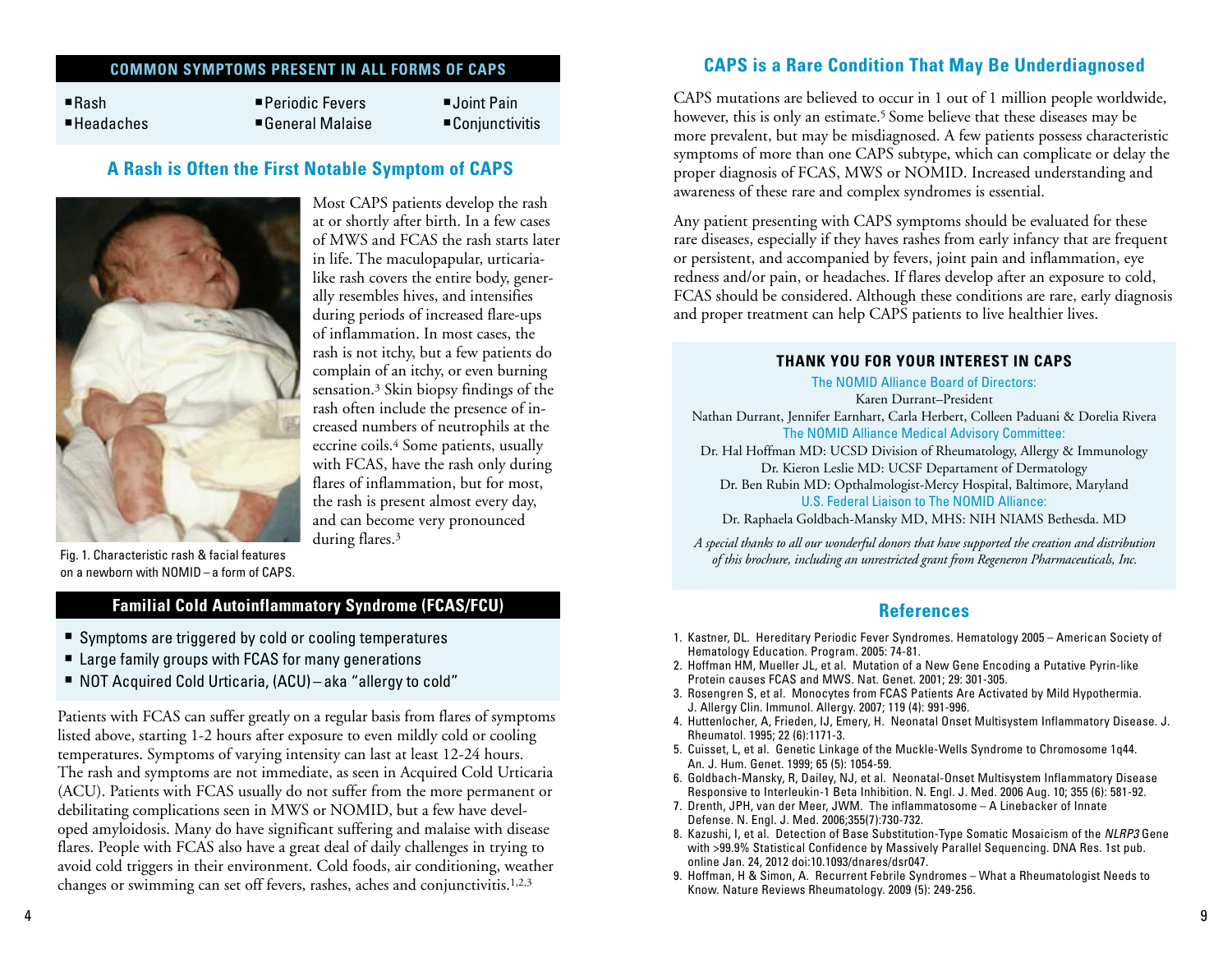## COMMON SYMPTOMS PRESENT IN ALL FORMS OF CAPS

- Rash
- Headaches
- Periodic Fevers
- General Malaise
- Joint Pain
- Conjunctivitis

## A Rash is Often the First Notable Symptom of CAPS

Most CAPS patients develop the rash at or shortly after birth. In a few cases of MWS and FCAS the rash starts later in life. The maculopapular, urticaria-like rash covers the entire body, generally resembles hives, and intensifies during periods of increased flare-ups of inflammation. In most cases, the rash is not itchy, but a few patients do complain of an itchy, or even burning sensation.[3] Skin biopsy findings of the rash often include the presence of increased numbers of neutrophils at the eccrine coils.[4] Some patients, usually with FCAS, have the rash only during flares of inflammation, but for most, the rash is present almost every day, and can become very pronounced during flares.[3]

Fig. 1. Characteristic rash & facial features on a newborn with NOMID – a form of CAPS.

## Familial Cold Autoinflammatory Syndrome (FCAS/FCU)

- Symptoms are triggered by cold or cooling temperatures
- Large family groups with FCAS for many generations
- NOT Acquired Cold Urticaria, (ACU) – aka "allergy to cold"

Patients with FCAS can suffer greatly on a regular basis from flares of symptoms listed above, starting 1-2 hours after exposure to even mildly cold or cooling temperatures. Symptoms of varying intensity can last at least 12-24 hours. The rash and symptoms are not immediate, as seen in Acquired Cold Urticaria (ACU). Patients with FCAS usually do not suffer from the more permanent or debilitating complications seen in MWS or NOMID, but a few have developed amyloidosis. Many do have significant suffering and malaise with disease flares. People with FCAS also have a great deal of daily challenges in trying to avoid cold triggers in their environment. Cold foods, air conditioning, weather changes or swimming can set off fevers, rashes, aches and conjunctivitis.[1,2,3]

## CAPS is a Rare Condition That May Be Underdiagnosed

CAPS mutations are believed to occur in 1 out of 1 million people worldwide, however, this is only an estimate.[5] Some believe that these diseases may be more prevalent, but may be misdiagnosed. A few patients possess characteristic symptoms of more than one CAPS subtype, which can complicate or delay the proper diagnosis of FCAS, MWS or NOMID. Increased understanding and awareness of these rare and complex syndromes is essential.

Any patient presenting with CAPS symptoms should be evaluated for these rare diseases, especially if they haves rashes from early infancy that are frequent or persistent, and accompanied by fevers, joint pain and inflammation, eye redness and/or pain, or headaches. If flares develop after an exposure to cold, FCAS should be considered. Although these conditions are rare, early diagnosis and proper treatment can help CAPS patients to live healthier lives.

### THANK YOU FOR YOUR INTEREST IN CAPS

The NOMID Alliance Board of Directors:
Karen Durrant–President
Nathan Durrant, Jennifer Earnhart, Carla Herbert, Colleen Paduani & Dorelia Rivera

The NOMID Alliance Medical Advisory Committee:
Dr. Hal Hoffman MD: UCSD Division of Rheumatology, Allergy & Immunology
Dr. Kieron Leslie MD: UCSF Deparatment of Dermatology
Dr. Ben Rubin MD: Opthalmologist-Mercy Hospital, Baltimore, Maryland

U.S. Federal Liaison to The NOMID Alliance:
Dr. Raphaela Goldbach-Mansky MD, MHS: NIH NIAMS Bethesda. MD

*A special thanks to all our wonderful donors that have supported the creation and distribution of this brochure, including an unrestricted grant from Regeneron Pharmaceuticals, Inc.*

## References

1. Kastner, DL. Hereditary Periodic Fever Syndromes. Hematology 2005 – American Society of Hematology Education. Program. 2005: 74-81.
2. Hoffman HM, Mueller JL, et al. Mutation of a New Gene Encoding a Putative Pyrin-like Protein causes FCAS and MWS. Nat. Genet. 2001; 29: 301-305.
3. Rosengren S, et al. Monocytes from FCAS Patients Are Activated by Mild Hypothermia. J. Allergy Clin. Immunol. Allergy. 2007; 119 (4): 991-996.
4. Huttenlocher, A, Frieden, IJ, Emery, H. Neonatal Onset Multisystem Inflammatory Disease. J. Rheumatol. 1995; 22 (6):1171-3.
5. Cuisset, L, et al. Genetic Linkage of the Muckle-Wells Syndrome to Chromosome 1q44. An. J. Hum. Genet. 1999; 65 (5): 1054-59.
6. Goldbach-Mansky, R, Dailey, NJ, et al. Neonatal-Onset Multisystem Inflammatory Disease Responsive to Interleukin-1 Beta Inhibition. N. Engl. J. Med. 2006 Aug. 10; 355 (6): 581-92.
7. Drenth, JPH, van der Meer, JWM. The inflammatosome – A Linebacker of Innate Defense. N. Engl. J. Med. 2006;355(7):730-732.
8. Kazushi, I, et al. Detection of Base Substitution-Type Somatic Mosaicism of the *NLRP3* Gene with >99.9% Statistical Confidence by Massively Parallel Sequencing. DNA Res. 1st pub. online Jan. 24, 2012 doi:10.1093/dnares/dsr047.
9. Hoffman, H & Simon, A. Recurrent Febrile Syndromes – What a Rheumatologist Needs to Know. Nature Reviews Rheumatology. 2009 (5): 249-256.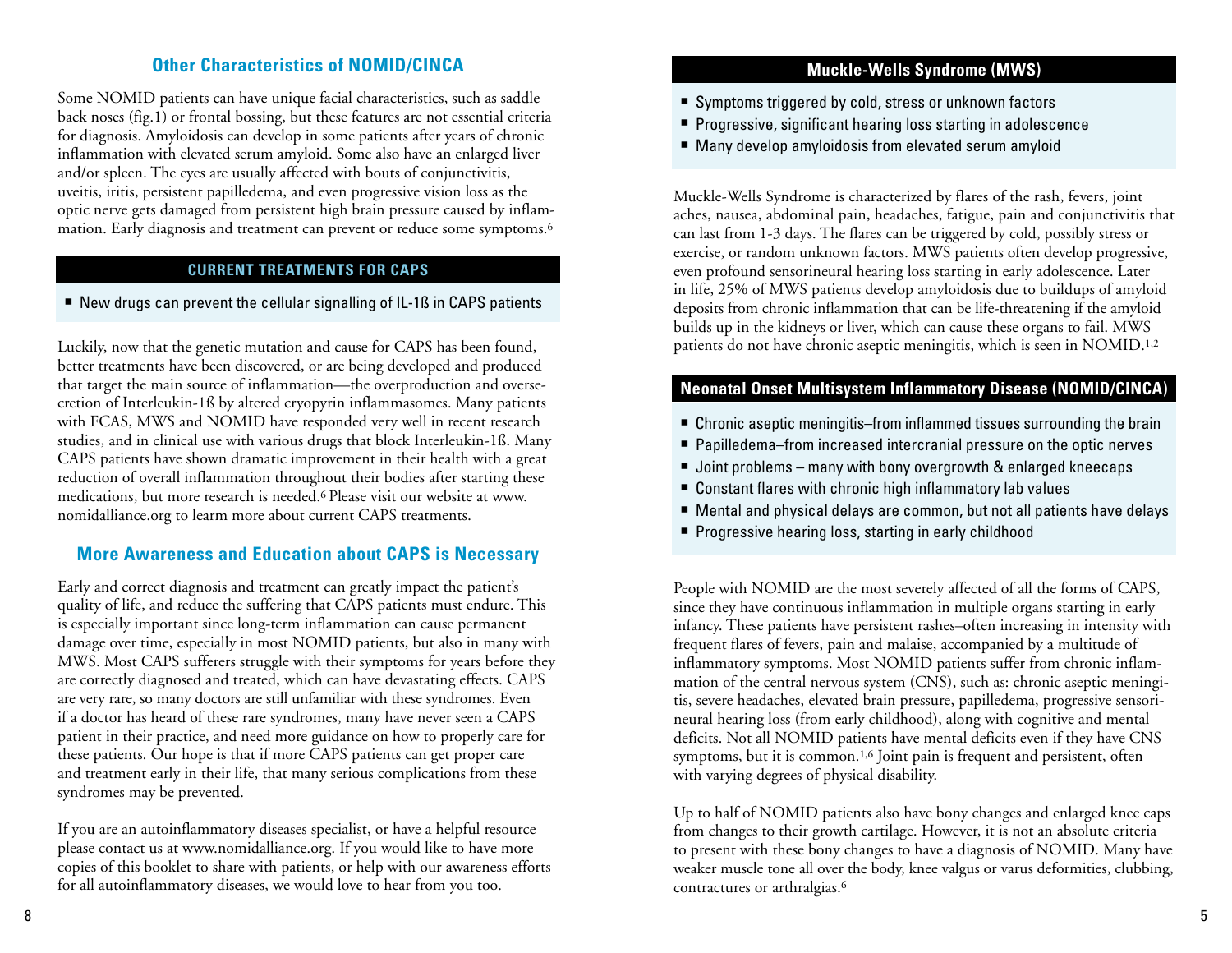## Other Characteristics of NOMID/CINCA

Some NOMID patients can have unique facial characteristics, such as saddle back noses (fig.1) or frontal bossing, but these features are not essential criteria for diagnosis. Amyloidosis can develop in some patients after years of chronic inflammation with elevated serum amyloid. Some also have an enlarged liver and/or spleen. The eyes are usually affected with bouts of conjunctivitis, uveitis, iritis, persistent papilledema, and even progressive vision loss as the optic nerve gets damaged from persistent high brain pressure caused by inflammation. Early diagnosis and treatment can prevent or reduce some symptoms.[6]

### CURRENT TREATMENTS FOR CAPS

- New drugs can prevent the cellular signalling of IL-1ß in CAPS patients

Luckily, now that the genetic mutation and cause for CAPS has been found, better treatments have been discovered, or are being developed and produced that target the main source of inflammation—the overproduction and oversecretion of Interleukin-1ß by altered cryopyrin inflammasomes. Many patients with FCAS, MWS and NOMID have responded very well in recent research studies, and in clinical use with various drugs that block Interleukin-1ß. Many CAPS patients have shown dramatic improvement in their health with a great reduction of overall inflammation throughout their bodies after starting these medications, but more research is needed.[6] Please visit our website at www.nomidalliance.org to learn more about current CAPS treatments.

## More Awareness and Education about CAPS is Necessary

Early and correct diagnosis and treatment can greatly impact the patient's quality of life, and reduce the suffering that CAPS patients must endure. This is especially important since long-term inflammation can cause permanent damage over time, especially in most NOMID patients, but also in many with MWS. Most CAPS sufferers struggle with their symptoms for years before they are correctly diagnosed and treated, which can have devastating effects. CAPS are very rare, so many doctors are still unfamiliar with these syndromes. Even if a doctor has heard of these rare syndromes, many have never seen a CAPS patient in their practice, and need more guidance on how to properly care for these patients. Our hope is that if more CAPS patients can get proper care and treatment early in their life, that many serious complications from these syndromes may be prevented.

If you are an autoinflammatory diseases specialist, or have a helpful resource please contact us at www.nomidalliance.org. If you would like to have more copies of this booklet to share with patients, or help with our awareness efforts for all autoinflammatory diseases, we would love to hear from you too.

### Muckle-Wells Syndrome (MWS)

- Symptoms triggered by cold, stress or unknown factors
- Progressive, significant hearing loss starting in adolescence
- Many develop amyloidosis from elevated serum amyloid

Muckle-Wells Syndrome is characterized by flares of the rash, fevers, joint aches, nausea, abdominal pain, headaches, fatigue, pain and conjunctivitis that can last from 1-3 days. The flares can be triggered by cold, possibly stress or exercise, or random unknown factors. MWS patients often develop progressive, even profound sensorineural hearing loss starting in early adolescence. Later in life, 25% of MWS patients develop amyloidosis due to buildups of amyloid deposits from chronic inflammation that can be life-threatening if the amyloid builds up in the kidneys or liver, which can cause these organs to fail. MWS patients do not have chronic aseptic meningitis, which is seen in NOMID.[1,2]

### Neonatal Onset Multisystem Inflammatory Disease (NOMID/CINCA)

- Chronic aseptic meningitis–from inflammed tissues surrounding the brain
- Papilledema–from increased intercranial pressure on the optic nerves
- Joint problems – many with bony overgrowth & enlarged kneecaps
- Constant flares with chronic high inflammatory lab values
- Mental and physical delays are common, but not all patients have delays
- Progressive hearing loss, starting in early childhood

People with NOMID are the most severely affected of all the forms of CAPS, since they have continuous inflammation in multiple organs starting in early infancy. These patients have persistent rashes–often increasing in intensity with frequent flares of fevers, pain and malaise, accompanied by a multitude of inflammatory symptoms. Most NOMID patients suffer from chronic inflammation of the central nervous system (CNS), such as: chronic aseptic meningitis, severe headaches, elevated brain pressure, papilledema, progressive sensorineural hearing loss (from early childhood), along with cognitive and mental deficits. Not all NOMID patients have mental deficits even if they have CNS symptoms, but it is common.[1,6] Joint pain is frequent and persistent, often with varying degrees of physical disability.

Up to half of NOMID patients also have bony changes and enlarged knee caps from changes to their growth cartilage. However, it is not an absolute criteria to present with these bony changes to have a diagnosis of NOMID. Many have weaker muscle tone all over the body, knee valgus or varus deformities, clubbing, contractures or arthralgias.[6]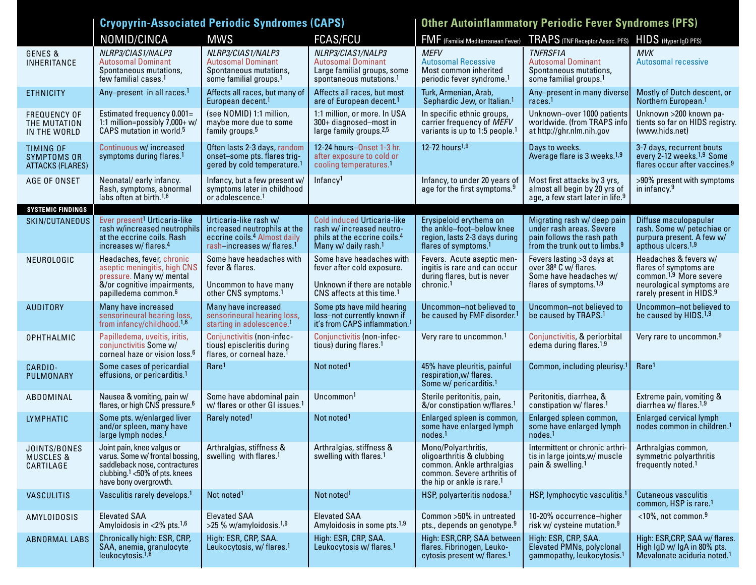| | Cryopyrin-Associated Periodic Syndromes (CAPS) | | | Other Autoinflammatory Periodic Fever Syndromes (PFS) | | |
|---|---|---|---|---|---|---|
| | NOMID/CINCA | MWS | FCAS/FCU | FMF (Familial Mediterranean Fever) | TRAPS (TNF Receptor Assoc. PFS) | HIDS (Hyper IgD PFS) |
| GENES & INHERITANCE | *NLRP3/CIAS1/NALP3* Autosomal Dominant Spontaneous mutations, few familial cases.[1] | *NLRP3/CIAS1/NALP3* Autosomal Dominant Spontaneous mutations, some familial groups.[1] | *NLRP3/CIAS1/NALP3* Autosomal Dominant Large familial groups, some spontaneous mutations.[1] | *MEFV* Autosomal Recessive Most common inherited periodic fever syndrome.[1] | *TNFRSF1A* Autosomal Dominant Spontaneous mutations, some familial groups.[1] | *MVK* Autosomal recessive |
| ETHNICITY | Any–present in all races.[1] | Affects all races, but many of European decent.[1] | Affects all races, but most are of European decent.[1] | Turk, Armenian, Arab, Sephardic Jew, or Italian.[1] | Any–present in many diverse races.[1] | Mostly of Dutch descent, or Northern European.[1] |
| FREQUENCY OF THE MUTATION IN THE WORLD | Estimated frequency 0.001= 1:1 million=possibly 7,000+ w/ CAPS mutation in world.[5] | (see NOMID) 1:1 million, maybe more due to some family groups.[5] | 1:1 million, or more. In USA 300+ diagnosed–most in large family groups.[2,5] | In specific ethnic groups, carrier frequency of *MEFV* variants is up to 1:5 people.[1] | Unknown–over 1000 patients worldwide. (from TRAPS info at http://ghr.nlm.nih.gov | Unknown >200 known patients so far on HIDS registry. (www.hids.net) |
| TIMING OF SYMPTOMS OR ATTACKS (FLARES) | Continuous w/ increased symptoms during flares.[1] | Often lasts 2-3 days, random onset–some pts. flares triggered by cold temperature.[1] | 12-24 hours–Onset 1-3 hr. after exposure to cold or cooling temperatures.[1] | 12-72 hours[1,9] | Days to weeks. Average flare is 3 weeks.[1,9] | 3-7 days, recurrent bouts every 2-12 weeks.[1,9] Some flares occur after vaccines.[9] |
| AGE OF ONSET | Neonatal/ early infancy. Rash, symptoms, abnormal labs often at birth.[1,6] | Infancy, but a few present w/ symptoms later in childhood or adolescence.[1] | Infancy[1] | Infancy, to under 20 years of age for the first symptoms.[9] | Most first attacks by 3 yrs, almost all begin by 20 yrs of age, a few start later in life.[9] | >90% present with symptoms in infancy.[9] |
| **SYSTEMIC FINDINGS** | | | | | | |
| SKIN/CUTANEOUS | Ever present[1] Urticaria-like rash w/increased neutrophils at the eccrine coils. Rash increases w/ flares.[4] | Urticaria-like rash w/ increased neutrophils at the eccrine coils.[4] Almost daily rash–increases w/ flares.[1] | Cold induced Urticaria-like rash w/ increased neutrophils at the eccrine coils.[4] Many w/ daily rash.[1] | Erysipeloid erythema on the ankle–foot–below knee region, lasts 2-3 days during flares of symptoms.[1] | Migrating rash w/ deep pain under rash areas. Severe pain follows the rash path from the trunk out to limbs.[9] | Diffuse maculopapular rash. Some w/ petechiae or purpura present. A few w/ apthous ulcers.[1,9] |
| NEUROLOGIC | Headaches, fever, chronic aseptic meningitis, high CNS pressure. Many w/ mental &/or cognitive impairments, papilledema common.[6] | Some have headaches with fever & flares. Uncommon to have many other CNS symptoms.[1] | Some have headaches with fever after cold exposure. Unknown if there are notable CNS affects at this time.[1] | Fevers. Acute aseptic meningitis is rare and can occur during flares, but is never chronic.[1] | Fevers lasting >3 days at over 38º C w/ flares. Some have headaches w/ flares of symptoms.[1,9] | Headaches & fevers w/ flares of symptoms are common.[1,9] More severe neurological symptoms are rarely present in HIDS.[9] |
| AUDITORY | Many have increased sensorineural hearing loss, from infancy/childhood.[1,6] | Many have increased sensorineural hearing loss, starting in adolescence.[1] | Some pts have mild hearing loss–not currently known if it's from CAPS inflammation.[1] | Uncommon–not believed to be caused by FMF disorder.[1] | Uncommon–not believed to be caused by TRAPS.[1] | Uncommon–not believed to be caused by HIDS.[1,9] |
| OPHTHALMIC | Papilledema, uveitis, iritis, conjunctivitis Some w/ corneal haze or vision loss.[6] | Conjunctivitis (non-infectious) episcleritis during flares, or corneal haze.[1] | Conjunctivitis (non-infectious) during flares.[1] | Very rare to uncommon.[1] | Conjunctivitis, & periorbital edema during flares.[1,9] | Very rare to uncommon.[9] |
| CARDIO-PULMONARY | Some cases of pericardial effusions, or pericarditis.[1] | Rare[1] | Not noted[1] | 45% have pleuritis, painful respiration,w/ flares. Some w/ pericarditis.[1] | Common, including pleurisy.[1] | Rare[1] |
| ABDOMINAL | Nausea & vomiting, pain w/ flares, or high CNS pressure.[6] | Some have abdominal pain w/ flares or other GI issues.[1] | Uncommon[1] | Sterile peritonitis, pain, &/or constipation w/flares.[1] | Peritonitis, diarrhea, & constipation w/ flares.[1] | Extreme pain, vomiting & diarrhea w/ flares.[1,9] |
| LYMPHATIC | Some pts. w/enlarged liver and/or spleen, many have large lymph nodes.[1] | Rarely noted[1] | Not noted[1] | Enlarged spleen is common, some have enlarged lymph nodes.[1] | Enlarged spleen common, some have enlarged lymph nodes.[1] | Enlarged cervical lymph nodes common in children.[1] |
| JOINTS/BONES MUSCLES & CARTILAGE | Joint pain, knee valgus or varus. Some w/ frontal bossing, saddleback nose, contractures clubbing.[1] <50% of pts. knees have bony overgrowth. | Arthralgias, stiffness & swelling with flares.[1] | Arthralgias, stiffness & swelling with flares.[1] | Mono/Polyarthritis, oligoarthritis & clubbing common. Ankle arthralgias common. Severe arthritis of the hip or ankle is rare.[1] | Intermittent or chronic arthritis in large joints,w/ muscle pain & swelling.[1] | Arthralgias common, symmetric polyarthritis frequently noted.[1] |
| VASCULITIS | Vasculitis rarely develops.[1] | Not noted[1] | Not noted[1] | HSP, polyarteritis nodosa.[1] | HSP, lymphocytic vasculitis.[1] | Cutaneous vasculitis common, HSP is rare.[1] |
| AMYLOIDOSIS | Elevated SAA Amyloidosis in <2% pts.[1,6] | Elevated SAA >25 % w/amyloidosis.[1,9] | Elevated SAA Amyloidosis in some pts.[1,9] | Common >50% in untreated pts., depends on genotype.[9] | 10-20% occurrence–higher risk w/ cysteine mutation.[9] | <10%, not common.[9] |
| ABNORMAL LABS | Chronically high: ESR, CRP, SAA, anemia, granulocyte leukocytosis.[1,6] | High: ESR, CRP, SAA. Leukocytosis, w/ flares.[1] | High: ESR, CRP, SAA. Leukocytosis w/ flares.[1] | High: ESR,CRP, SAA between flares. Fibrinogen, Leukocytosis present w/ flares.[1] | High: ESR, CRP, SAA. Elevated PMNs, polyclonal gammopathy, leukocytosis.[1] | High: ESR,CRP, SAA w/ flares. High IgD w/ IgA in 80% pts. Mevalonate aciduria noted.[1] |